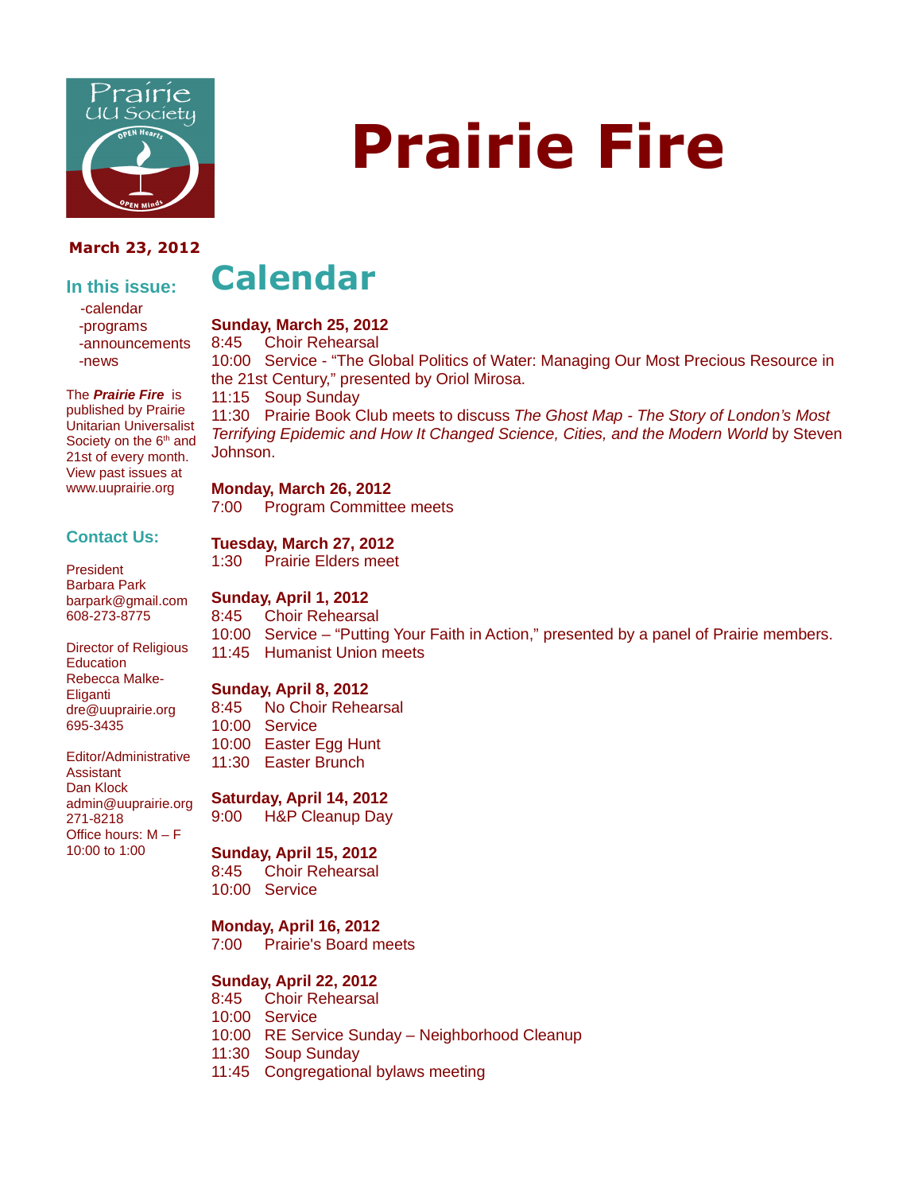# Prairie Fire

**March 23, 2012**

### In this issue:

-calendar
-programs
-announcements
-news

The ***Prairie Fire*** is published by Prairie Unitarian Universalist Society on the 6th and 21st of every month. View past issues at www.uuprairie.org

### Contact Us:

President
Barbara Park
barpark@gmail.com
608-273-8775

Director of Religious Education
Rebecca Malke-Eliganti
dre@uuprairie.org
695-3435

Editor/Administrative Assistant
Dan Klock
admin@uuprairie.org
271-8218
Office hours: M – F
10:00 to 1:00

# Calendar

**Sunday, March 25, 2012**
8:45 Choir Rehearsal
10:00 Service - "The Global Politics of Water: Managing Our Most Precious Resource in the 21st Century," presented by Oriol Mirosa.
11:15 Soup Sunday
11:30 Prairie Book Club meets to discuss *The Ghost Map - The Story of London's Most Terrifying Epidemic and How It Changed Science, Cities, and the Modern World* by Steven Johnson.

**Monday, March 26, 2012**
7:00 Program Committee meets

**Tuesday, March 27, 2012**
1:30 Prairie Elders meet

**Sunday, April 1, 2012**
8:45 Choir Rehearsal
10:00 Service – "Putting Your Faith in Action," presented by a panel of Prairie members.
11:45 Humanist Union meets

**Sunday, April 8, 2012**
8:45 No Choir Rehearsal
10:00 Service
10:00 Easter Egg Hunt
11:30 Easter Brunch

**Saturday, April 14, 2012**
9:00 H&P Cleanup Day

**Sunday, April 15, 2012**
8:45 Choir Rehearsal
10:00 Service

**Monday, April 16, 2012**
7:00 Prairie's Board meets

**Sunday, April 22, 2012**
8:45 Choir Rehearsal
10:00 Service
10:00 RE Service Sunday – Neighborhood Cleanup
11:30 Soup Sunday
11:45 Congregational bylaws meeting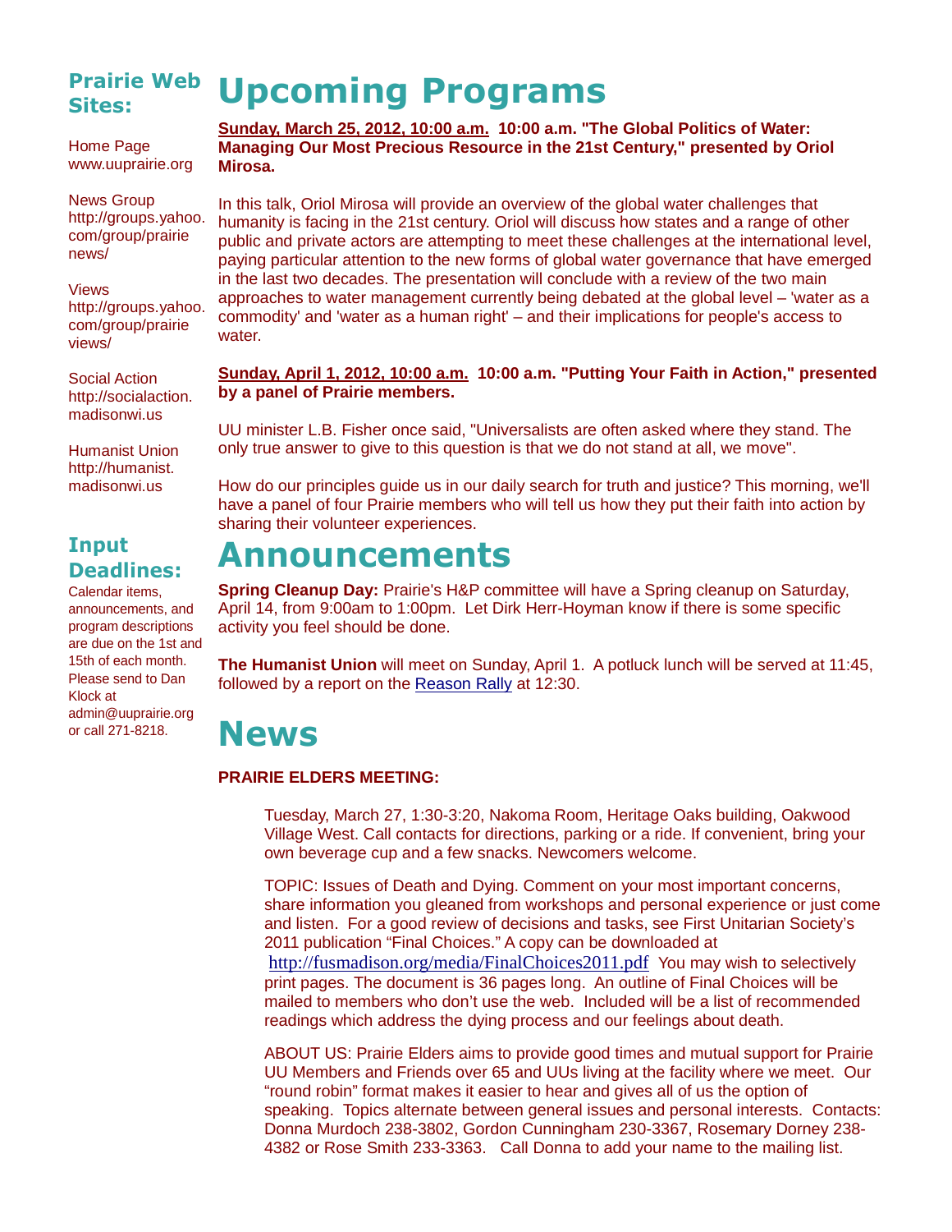## Prairie Web Sites:

Home Page
www.uuprairie.org

News Group
http://groups.yahoo.com/group/prairienews/

Views
http://groups.yahoo.com/group/prairieviews/

Social Action
http://socialaction.madisonwi.us

Humanist Union
http://humanist.madisonwi.us

## Input Deadlines:

Calendar items, announcements, and program descriptions are due on the 1st and 15th of each month. Please send to Dan Klock at admin@uuprairie.org or call 271-8218.

# Upcoming Programs

**Sunday, March 25, 2012, 10:00 a.m. 10:00 a.m. "The Global Politics of Water: Managing Our Most Precious Resource in the 21st Century," presented by Oriol Mirosa.**

In this talk, Oriol Mirosa will provide an overview of the global water challenges that humanity is facing in the 21st century. Oriol will discuss how states and a range of other public and private actors are attempting to meet these challenges at the international level, paying particular attention to the new forms of global water governance that have emerged in the last two decades. The presentation will conclude with a review of the two main approaches to water management currently being debated at the global level – 'water as a commodity' and 'water as a human right' – and their implications for people's access to water.

**Sunday, April 1, 2012, 10:00 a.m. 10:00 a.m. "Putting Your Faith in Action," presented by a panel of Prairie members.**

UU minister L.B. Fisher once said, "Universalists are often asked where they stand. The only true answer to give to this question is that we do not stand at all, we move".

How do our principles guide us in our daily search for truth and justice? This morning, we'll have a panel of four Prairie members who will tell us how they put their faith into action by sharing their volunteer experiences.

# Announcements

**Spring Cleanup Day:** Prairie's H&P committee will have a Spring cleanup on Saturday, April 14, from 9:00am to 1:00pm. Let Dirk Herr-Hoyman know if there is some specific activity you feel should be done.

**The Humanist Union** will meet on Sunday, April 1. A potluck lunch will be served at 11:45, followed by a report on the Reason Rally at 12:30.

# News

**PRAIRIE ELDERS MEETING:**

Tuesday, March 27, 1:30-3:20, Nakoma Room, Heritage Oaks building, Oakwood Village West. Call contacts for directions, parking or a ride. If convenient, bring your own beverage cup and a few snacks. Newcomers welcome.

TOPIC: Issues of Death and Dying. Comment on your most important concerns, share information you gleaned from workshops and personal experience or just come and listen. For a good review of decisions and tasks, see First Unitarian Society's 2011 publication "Final Choices." A copy can be downloaded at http://fusmadison.org/media/FinalChoices2011.pdf You may wish to selectively print pages. The document is 36 pages long. An outline of Final Choices will be mailed to members who don't use the web. Included will be a list of recommended readings which address the dying process and our feelings about death.

ABOUT US: Prairie Elders aims to provide good times and mutual support for Prairie UU Members and Friends over 65 and UUs living at the facility where we meet. Our "round robin" format makes it easier to hear and gives all of us the option of speaking. Topics alternate between general issues and personal interests. Contacts: Donna Murdoch 238-3802, Gordon Cunningham 230-3367, Rosemary Dorney 238-4382 or Rose Smith 233-3363. Call Donna to add your name to the mailing list.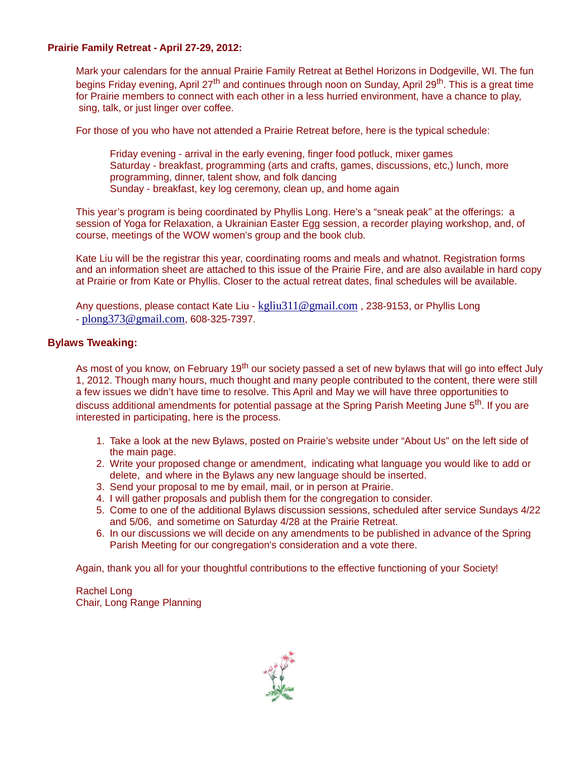**Prairie Family Retreat - April 27-29, 2012:**

Mark your calendars for the annual Prairie Family Retreat at Bethel Horizons in Dodgeville, WI. The fun begins Friday evening, April 27th and continues through noon on Sunday, April 29th. This is a great time for Prairie members to connect with each other in a less hurried environment, have a chance to play, sing, talk, or just linger over coffee.

For those of you who have not attended a Prairie Retreat before, here is the typical schedule:

Friday evening - arrival in the early evening, finger food potluck, mixer games
Saturday - breakfast, programming (arts and crafts, games, discussions, etc,) lunch, more programming, dinner, talent show, and folk dancing
Sunday - breakfast, key log ceremony, clean up, and home again

This year's program is being coordinated by Phyllis Long. Here's a "sneak peak" at the offerings: a session of Yoga for Relaxation, a Ukrainian Easter Egg session, a recorder playing workshop, and, of course, meetings of the WOW women's group and the book club.

Kate Liu will be the registrar this year, coordinating rooms and meals and whatnot. Registration forms and an information sheet are attached to this issue of the Prairie Fire, and are also available in hard copy at Prairie or from Kate or Phyllis. Closer to the actual retreat dates, final schedules will be available.

Any questions, please contact Kate Liu - kgliu311@gmail.com , 238-9153, or Phyllis Long - plong373@gmail.com, 608-325-7397.

**Bylaws Tweaking:**

As most of you know, on February 19th our society passed a set of new bylaws that will go into effect July 1, 2012. Though many hours, much thought and many people contributed to the content, there were still a few issues we didn't have time to resolve. This April and May we will have three opportunities to discuss additional amendments for potential passage at the Spring Parish Meeting June 5th. If you are interested in participating, here is the process.

1. Take a look at the new Bylaws, posted on Prairie's website under "About Us" on the left side of the main page.
2. Write your proposed change or amendment, indicating what language you would like to add or delete, and where in the Bylaws any new language should be inserted.
3. Send your proposal to me by email, mail, or in person at Prairie.
4. I will gather proposals and publish them for the congregation to consider.
5. Come to one of the additional Bylaws discussion sessions, scheduled after service Sundays 4/22 and 5/06, and sometime on Saturday 4/28 at the Prairie Retreat.
6. In our discussions we will decide on any amendments to be published in advance of the Spring Parish Meeting for our congregation's consideration and a vote there.

Again, thank you all for your thoughtful contributions to the effective functioning of your Society!

Rachel Long
Chair, Long Range Planning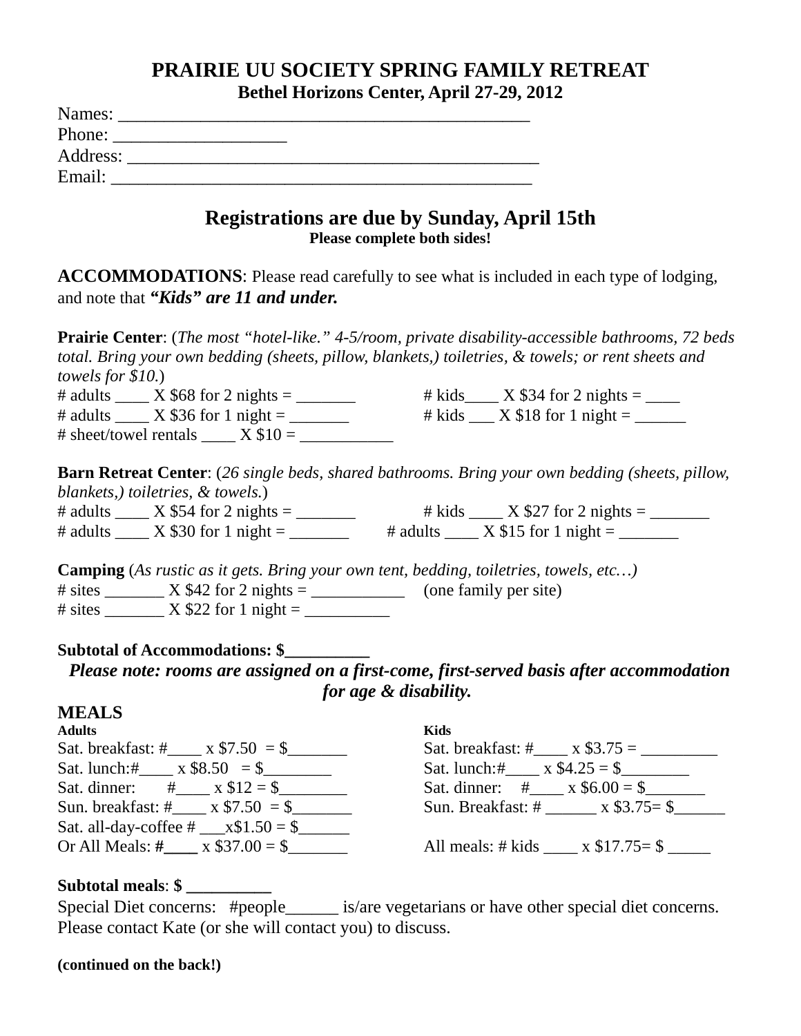# PRAIRIE UU SOCIETY SPRING FAMILY RETREAT

**Bethel Horizons Center, April 27-29, 2012**

Names: _____________________________________________
Phone: ___________________
Address: _____________________________________________
Email: ______________________________________________

## Registrations are due by Sunday, April 15th

**Please complete both sides!**

**ACCOMMODATIONS**: Please read carefully to see what is included in each type of lodging, and note that ***"Kids" are 11 and under.***

**Prairie Center**: (*The most "hotel-like." 4-5/room, private disability-accessible bathrooms, 72 beds total. Bring your own bedding (sheets, pillow, blankets,) toiletries, & towels; or rent sheets and towels for $10.*)
# adults ____ X $68 for 2 nights = _______ # kids____ X $34 for 2 nights = ____
# adults ____ X $36 for 1 night = _______ # kids ___ X $18 for 1 night = ______
# sheet/towel rentals ____ X $10 = ___________

**Barn Retreat Center**: (*26 single beds, shared bathrooms. Bring your own bedding (sheets, pillow, blankets,) toiletries, & towels.*)
# adults ____ X $54 for 2 nights = _______ # kids ____ X $27 for 2 nights = _______
# adults ____ X $30 for 1 night = _______ # adults ____ X $15 for 1 night = _______

**Camping** (*As rustic as it gets. Bring your own tent, bedding, toiletries, towels, etc…*)
# sites _______ X $42 for 2 nights = ___________ (one family per site)
# sites _______ X $22 for 1 night = __________

**Subtotal of Accommodations: $__________**

***Please note: rooms are assigned on a first-come, first-served basis after accommodation for age & disability.***

## MEALS

**Adults**
Sat. breakfast: #____ x $7.50 = $_______
Sat. lunch:#____ x $8.50 = $________
Sat. dinner: #____ x $12 = $________
Sun. breakfast: #____ x $7.50 = $_______
Sat. all-day-coffee # ___x$1.50 = $______
Or All Meals: **#____** x $37.00 = $_______

**Kids**
Sat. breakfast: #____ x $3.75 = _________
Sat. lunch:#____ x $4.25 = $________
Sat. dinner: #____ x $6.00 = $_______
Sun. Breakfast: # ______ x $3.75= $______
All meals: # kids ____ x $17.75= $ _____

**Subtotal meals**: **$ __________**
Special Diet concerns: #people______ is/are vegetarians or have other special diet concerns. Please contact Kate (or she will contact you) to discuss.

**(continued on the back!)**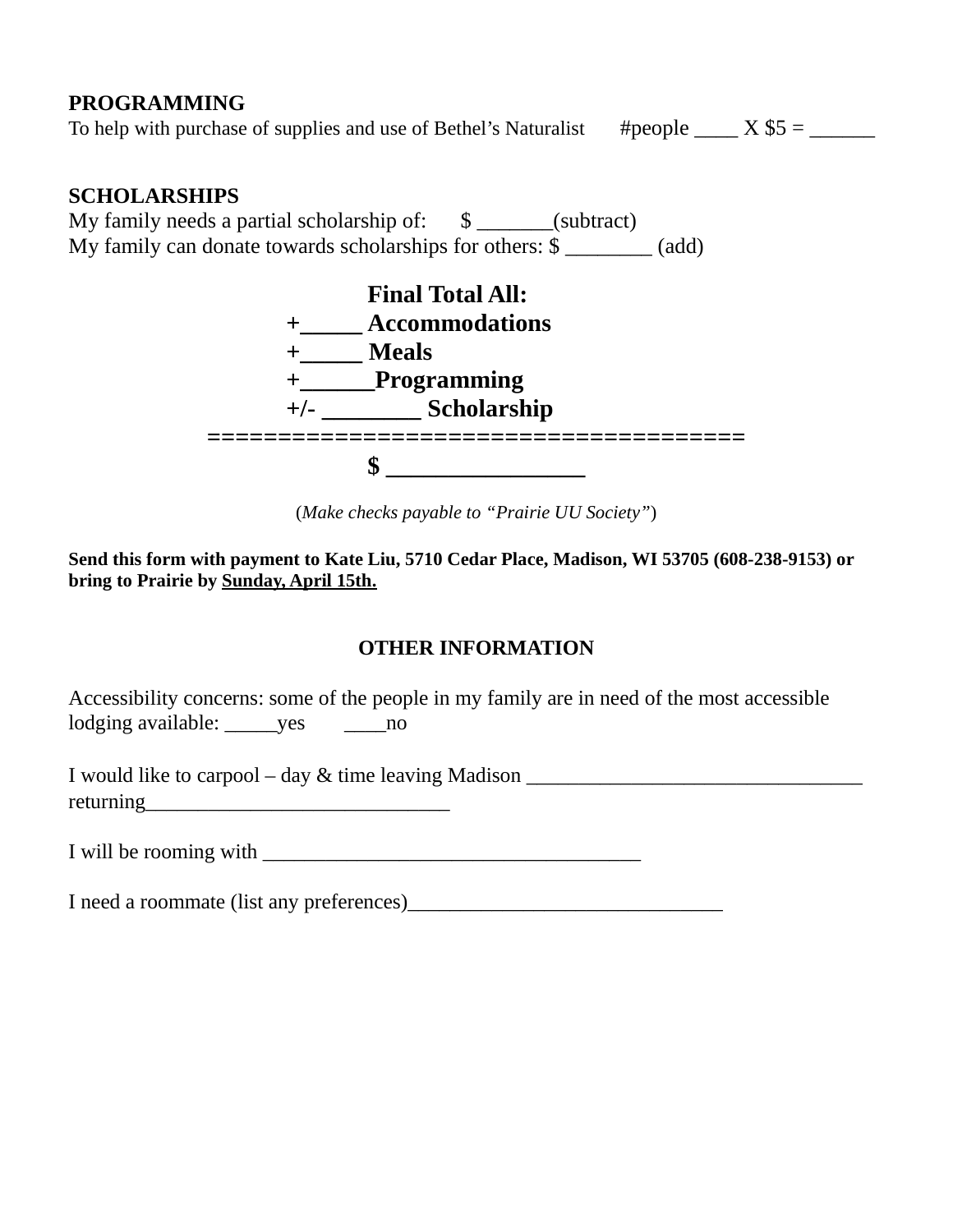**PROGRAMMING**
To help with purchase of supplies and use of Bethel's Naturalist #people ____ X $5 = ______

**SCHOLARSHIPS**
My family needs a partial scholarship of: $ _______(subtract)
My family can donate towards scholarships for others: $ ________ (add)

**Final Total All:**
**+_____ Accommodations**
**+_____ Meals**
**+______Programming**
**+/- ________ Scholarship**
**=====================================**
**$ ________________**

(*Make checks payable to "Prairie UU Society"*)

**Send this form with payment to Kate Liu, 5710 Cedar Place, Madison, WI 53705 (608-238-9153) or bring to Prairie by <u>Sunday, April 15th.</u>**

**OTHER INFORMATION**

Accessibility concerns: some of the people in my family are in need of the most accessible lodging available: _____yes ____no

I would like to carpool – day & time leaving Madison ________________________________ returning_____________________________

I will be rooming with ____________________________________

I need a roommate (list any preferences)______________________________